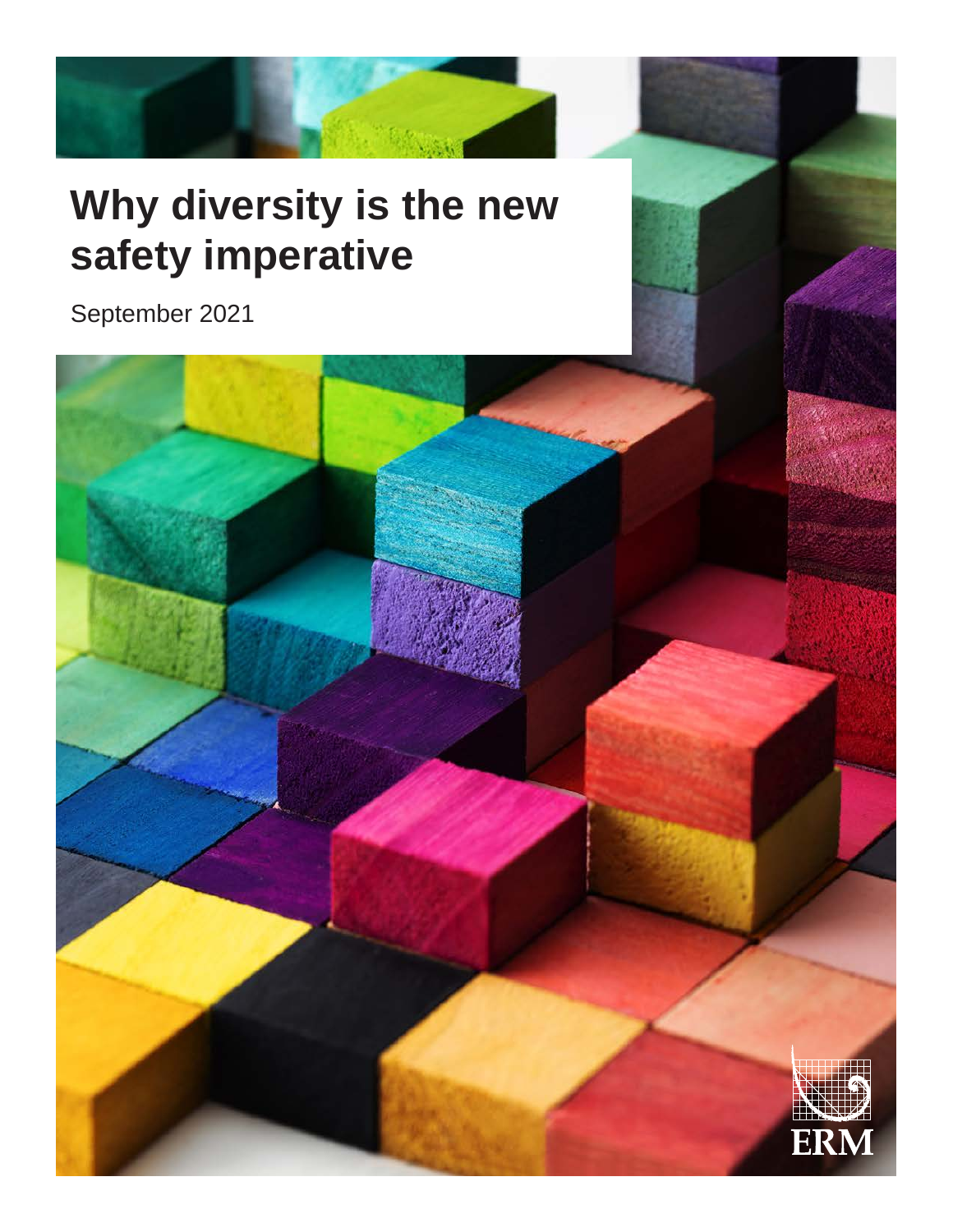# Why diversity is the new safety imperative

September 2021

ERM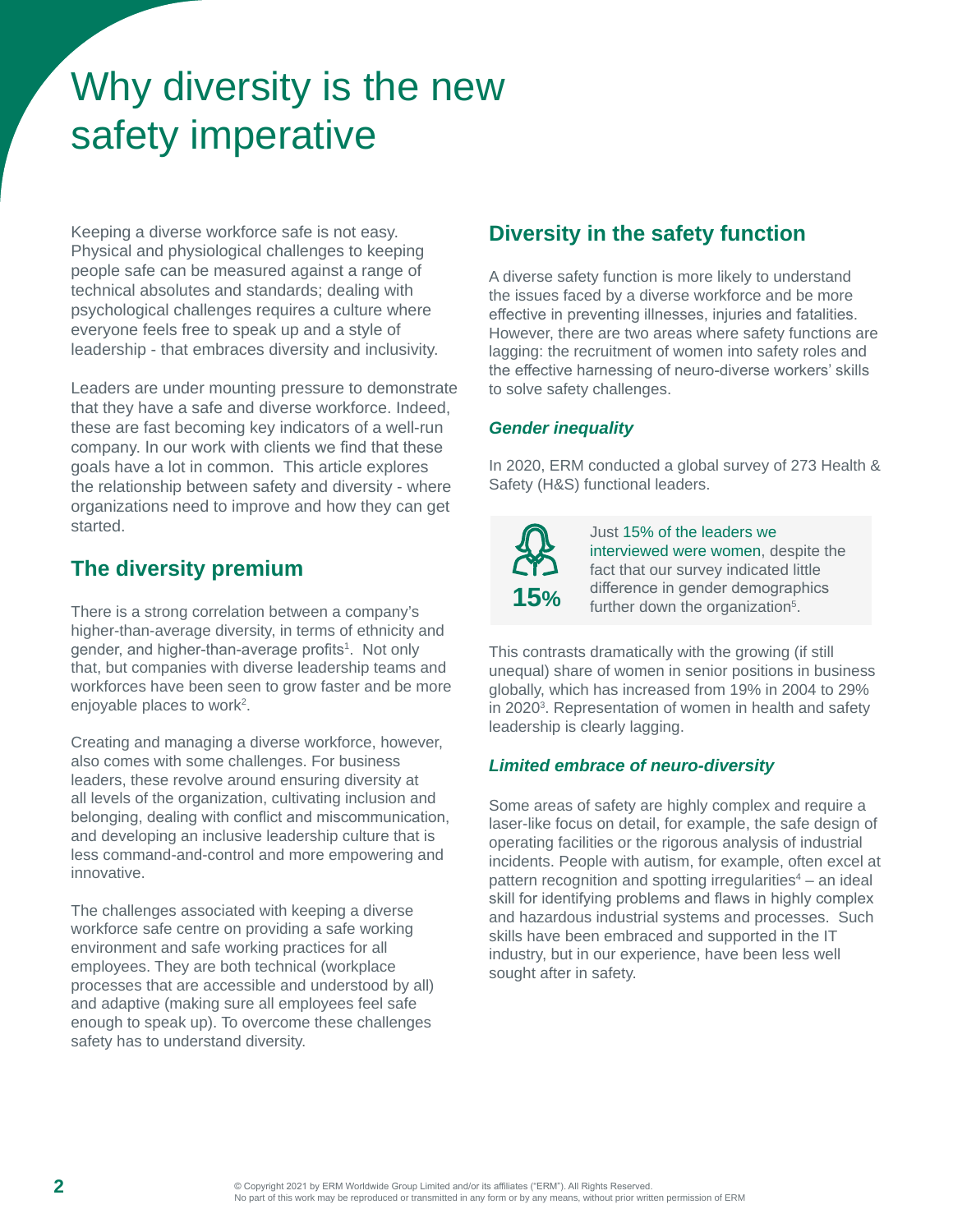# Why diversity is the new safety imperative

Keeping a diverse workforce safe is not easy. Physical and physiological challenges to keeping people safe can be measured against a range of technical absolutes and standards; dealing with psychological challenges requires a culture where everyone feels free to speak up and a style of leadership - that embraces diversity and inclusivity.

Leaders are under mounting pressure to demonstrate that they have a safe and diverse workforce. Indeed, these are fast becoming key indicators of a well-run company. In our work with clients we find that these goals have a lot in common. This article explores the relationship between safety and diversity - where organizations need to improve and how they can get started.

## The diversity premium

There is a strong correlation between a company's higher-than-average diversity, in terms of ethnicity and gender, and higher-than-average profits[1]. Not only that, but companies with diverse leadership teams and workforces have been seen to grow faster and be more enjoyable places to work[2].

Creating and managing a diverse workforce, however, also comes with some challenges. For business leaders, these revolve around ensuring diversity at all levels of the organization, cultivating inclusion and belonging, dealing with conflict and miscommunication, and developing an inclusive leadership culture that is less command-and-control and more empowering and innovative.

The challenges associated with keeping a diverse workforce safe centre on providing a safe working environment and safe working practices for all employees. They are both technical (workplace processes that are accessible and understood by all) and adaptive (making sure all employees feel safe enough to speak up). To overcome these challenges safety has to understand diversity.

## Diversity in the safety function

A diverse safety function is more likely to understand the issues faced by a diverse workforce and be more effective in preventing illnesses, injuries and fatalities. However, there are two areas where safety functions are lagging: the recruitment of women into safety roles and the effective harnessing of neuro-diverse workers' skills to solve safety challenges.

### *Gender inequality*

In 2020, ERM conducted a global survey of 273 Health & Safety (H&S) functional leaders.

**15%**

Just 15% of the leaders we interviewed were women, despite the fact that our survey indicated little difference in gender demographics further down the organization[5].

This contrasts dramatically with the growing (if still unequal) share of women in senior positions in business globally, which has increased from 19% in 2004 to 29% in 2020[3]. Representation of women in health and safety leadership is clearly lagging.

### *Limited embrace of neuro-diversity*

Some areas of safety are highly complex and require a laser-like focus on detail, for example, the safe design of operating facilities or the rigorous analysis of industrial incidents. People with autism, for example, often excel at pattern recognition and spotting irregularities[4] – an ideal skill for identifying problems and flaws in highly complex and hazardous industrial systems and processes. Such skills have been embraced and supported in the IT industry, but in our experience, have been less well sought after in safety.

© Copyright 2021 by ERM Worldwide Group Limited and/or its affiliates ("ERM"). All Rights Reserved.
No part of this work may be reproduced or transmitted in any form or by any means, without prior written permission of ERM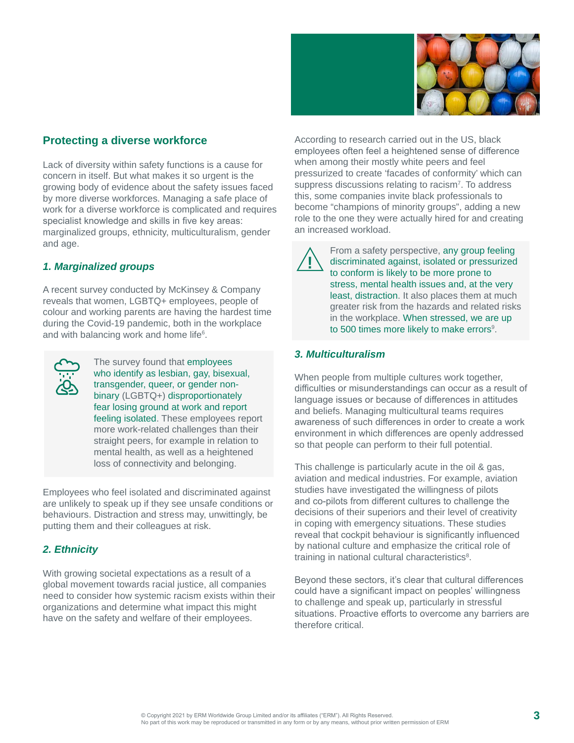## Protecting a diverse workforce

Lack of diversity within safety functions is a cause for concern in itself. But what makes it so urgent is the growing body of evidence about the safety issues faced by more diverse workforces. Managing a safe place of work for a diverse workforce is complicated and requires specialist knowledge and skills in five key areas: marginalized groups, ethnicity, multiculturalism, gender and age.

### *1. Marginalized groups*

A recent survey conducted by McKinsey & Company reveals that women, LGBTQ+ employees, people of colour and working parents are having the hardest time during the Covid-19 pandemic, both in the workplace and with balancing work and home life[6].

> The survey found that employees who identify as lesbian, gay, bisexual, transgender, queer, or gender non-binary (LGBTQ+) disproportionately fear losing ground at work and report feeling isolated. These employees report more work-related challenges than their straight peers, for example in relation to mental health, as well as a heightened loss of connectivity and belonging.

Employees who feel isolated and discriminated against are unlikely to speak up if they see unsafe conditions or behaviours. Distraction and stress may, unwittingly, be putting them and their colleagues at risk.

### *2. Ethnicity*

With growing societal expectations as a result of a global movement towards racial justice, all companies need to consider how systemic racism exists within their organizations and determine what impact this might have on the safety and welfare of their employees.

According to research carried out in the US, black employees often feel a heightened sense of difference when among their mostly white peers and feel pressurized to create 'facades of conformity' which can suppress discussions relating to racism[7]. To address this, some companies invite black professionals to become "champions of minority groups", adding a new role to the one they were actually hired for and creating an increased workload.

> From a safety perspective, any group feeling discriminated against, isolated or pressurized to conform is likely to be more prone to stress, mental health issues and, at the very least, distraction. It also places them at much greater risk from the hazards and related risks in the workplace. When stressed, we are up to 500 times more likely to make errors[9].

### *3. Multiculturalism*

When people from multiple cultures work together, difficulties or misunderstandings can occur as a result of language issues or because of differences in attitudes and beliefs. Managing multicultural teams requires awareness of such differences in order to create a work environment in which differences are openly addressed so that people can perform to their full potential.

This challenge is particularly acute in the oil & gas, aviation and medical industries. For example, aviation studies have investigated the willingness of pilots and co-pilots from different cultures to challenge the decisions of their superiors and their level of creativity in coping with emergency situations. These studies reveal that cockpit behaviour is significantly influenced by national culture and emphasize the critical role of training in national cultural characteristics[8].

Beyond these sectors, it's clear that cultural differences could have a significant impact on peoples' willingness to challenge and speak up, particularly in stressful situations. Proactive efforts to overcome any barriers are therefore critical.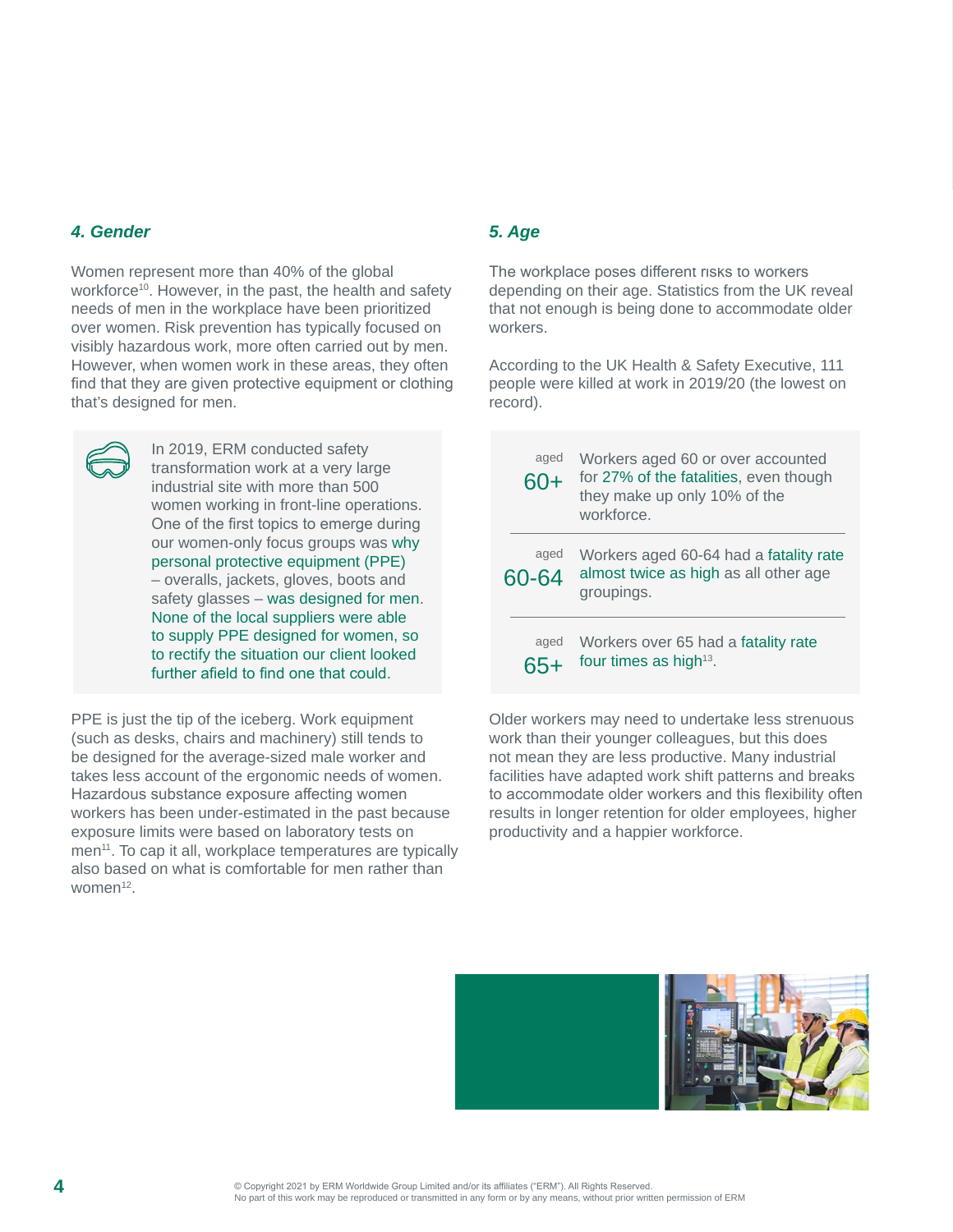### *4. Gender*

Women represent more than 40% of the global workforce[10]. However, in the past, the health and safety needs of men in the workplace have been prioritized over women. Risk prevention has typically focused on visibly hazardous work, more often carried out by men. However, when women work in these areas, they often find that they are given protective equipment or clothing that's designed for men.

> In 2019, ERM conducted safety transformation work at a very large industrial site with more than 500 women working in front-line operations. One of the first topics to emerge during our women-only focus groups was why personal protective equipment (PPE) – overalls, jackets, gloves, boots and safety glasses – was designed for men. None of the local suppliers were able to supply PPE designed for women, so to rectify the situation our client looked further afield to find one that could.

PPE is just the tip of the iceberg. Work equipment (such as desks, chairs and machinery) still tends to be designed for the average-sized male worker and takes less account of the ergonomic needs of women. Hazardous substance exposure affecting women workers has been under-estimated in the past because exposure limits were based on laboratory tests on men[11]. To cap it all, workplace temperatures are typically also based on what is comfortable for men rather than women[12].

### *5. Age*

The workplace poses different risks to workers depending on their age. Statistics from the UK reveal that not enough is being done to accommodate older workers.

According to the UK Health & Safety Executive, 111 people were killed at work in 2019/20 (the lowest on record).

| | |
|---|---|
| aged 60+ | Workers aged 60 or over accounted for 27% of the fatalities, even though they make up only 10% of the workforce. |
| aged 60-64 | Workers aged 60-64 had a fatality rate almost twice as high as all other age groupings. |
| aged 65+ | Workers over 65 had a fatality rate four times as high[13]. |

Older workers may need to undertake less strenuous work than their younger colleagues, but this does not mean they are less productive. Many industrial facilities have adapted work shift patterns and breaks to accommodate older workers and this flexibility often results in longer retention for older employees, higher productivity and a happier workforce.

© Copyright 2021 by ERM Worldwide Group Limited and/or its affiliates ("ERM"). All Rights Reserved.
No part of this work may be reproduced or transmitted in any form or by any means, without prior written permission of ERM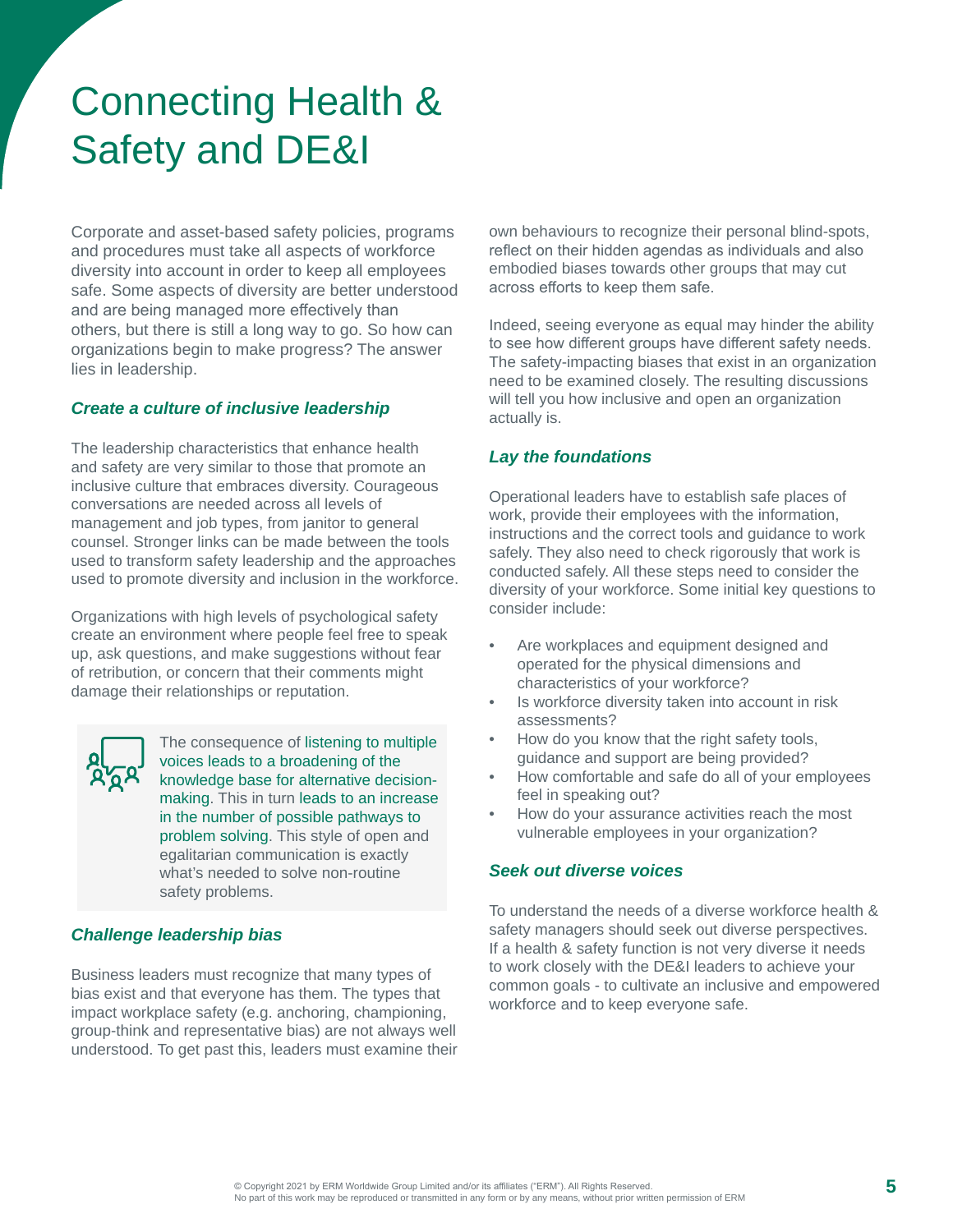# Connecting Health & Safety and DE&I

Corporate and asset-based safety policies, programs and procedures must take all aspects of workforce diversity into account in order to keep all employees safe. Some aspects of diversity are better understood and are being managed more effectively than others, but there is still a long way to go. So how can organizations begin to make progress? The answer lies in leadership.

### *Create a culture of inclusive leadership*

The leadership characteristics that enhance health and safety are very similar to those that promote an inclusive culture that embraces diversity. Courageous conversations are needed across all levels of management and job types, from janitor to general counsel. Stronger links can be made between the tools used to transform safety leadership and the approaches used to promote diversity and inclusion in the workforce.

Organizations with high levels of psychological safety create an environment where people feel free to speak up, ask questions, and make suggestions without fear of retribution, or concern that their comments might damage their relationships or reputation.

> The consequence of listening to multiple voices leads to a broadening of the knowledge base for alternative decision-making. This in turn leads to an increase in the number of possible pathways to problem solving. This style of open and egalitarian communication is exactly what's needed to solve non-routine safety problems.

### *Challenge leadership bias*

Business leaders must recognize that many types of bias exist and that everyone has them. The types that impact workplace safety (e.g. anchoring, championing, group-think and representative bias) are not always well understood. To get past this, leaders must examine their own behaviours to recognize their personal blind-spots, reflect on their hidden agendas as individuals and also embodied biases towards other groups that may cut across efforts to keep them safe.

Indeed, seeing everyone as equal may hinder the ability to see how different groups have different safety needs. The safety-impacting biases that exist in an organization need to be examined closely. The resulting discussions will tell you how inclusive and open an organization actually is.

### *Lay the foundations*

Operational leaders have to establish safe places of work, provide their employees with the information, instructions and the correct tools and guidance to work safely. They also need to check rigorously that work is conducted safely. All these steps need to consider the diversity of your workforce. Some initial key questions to consider include:

- Are workplaces and equipment designed and operated for the physical dimensions and characteristics of your workforce?
- Is workforce diversity taken into account in risk assessments?
- How do you know that the right safety tools, guidance and support are being provided?
- How comfortable and safe do all of your employees feel in speaking out?
- How do your assurance activities reach the most vulnerable employees in your organization?

### *Seek out diverse voices*

To understand the needs of a diverse workforce health & safety managers should seek out diverse perspectives. If a health & safety function is not very diverse it needs to work closely with the DE&I leaders to achieve your common goals - to cultivate an inclusive and empowered workforce and to keep everyone safe.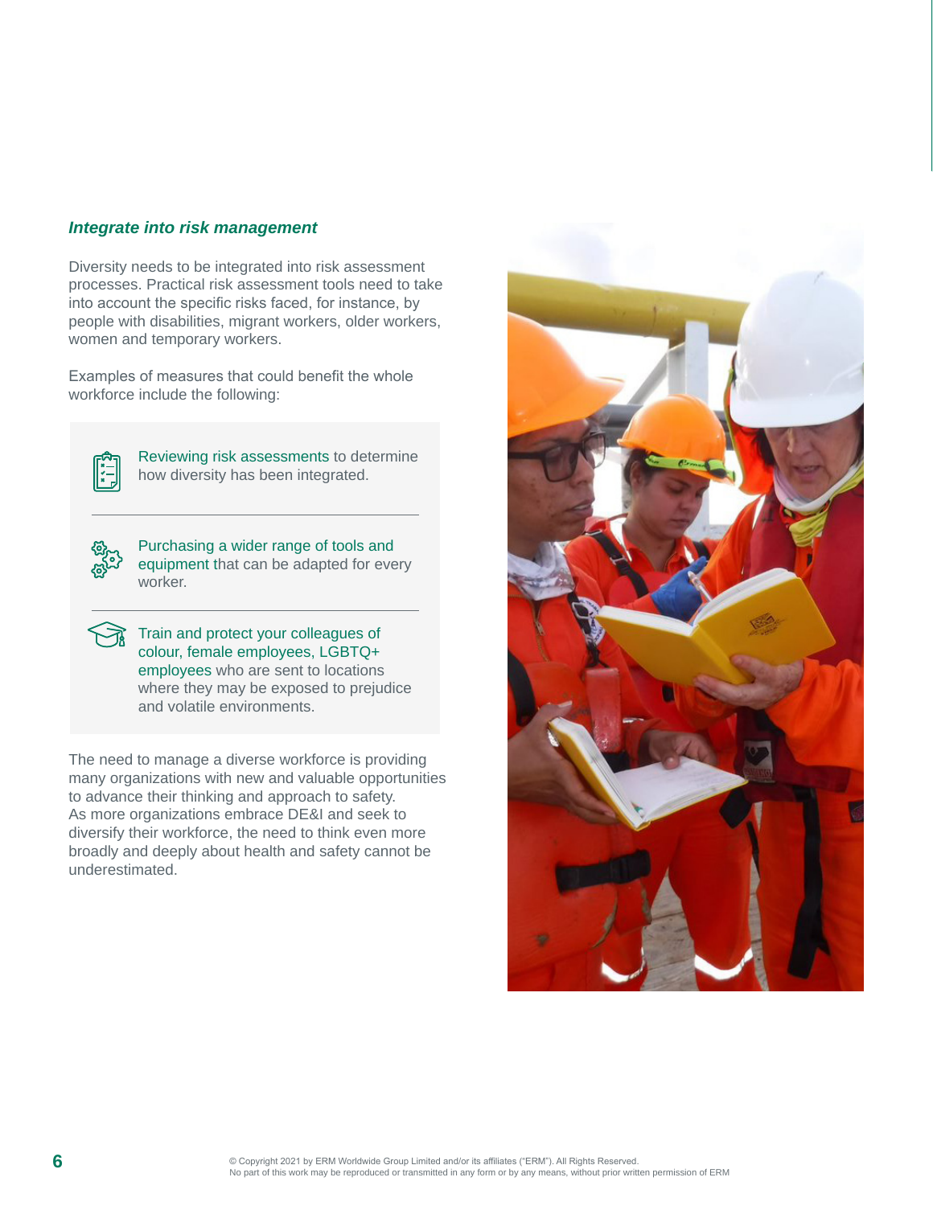*Integrate into risk management*

Diversity needs to be integrated into risk assessment processes. Practical risk assessment tools need to take into account the specific risks faced, for instance, by people with disabilities, migrant workers, older workers, women and temporary workers.

Examples of measures that could benefit the whole workforce include the following:

- Reviewing risk assessments to determine how diversity has been integrated.
- Purchasing a wider range of tools and equipment that can be adapted for every worker.
- Train and protect your colleagues of colour, female employees, LGBTQ+ employees who are sent to locations where they may be exposed to prejudice and volatile environments.

The need to manage a diverse workforce is providing many organizations with new and valuable opportunities to advance their thinking and approach to safety. As more organizations embrace DE&I and seek to diversify their workforce, the need to think even more broadly and deeply about health and safety cannot be underestimated.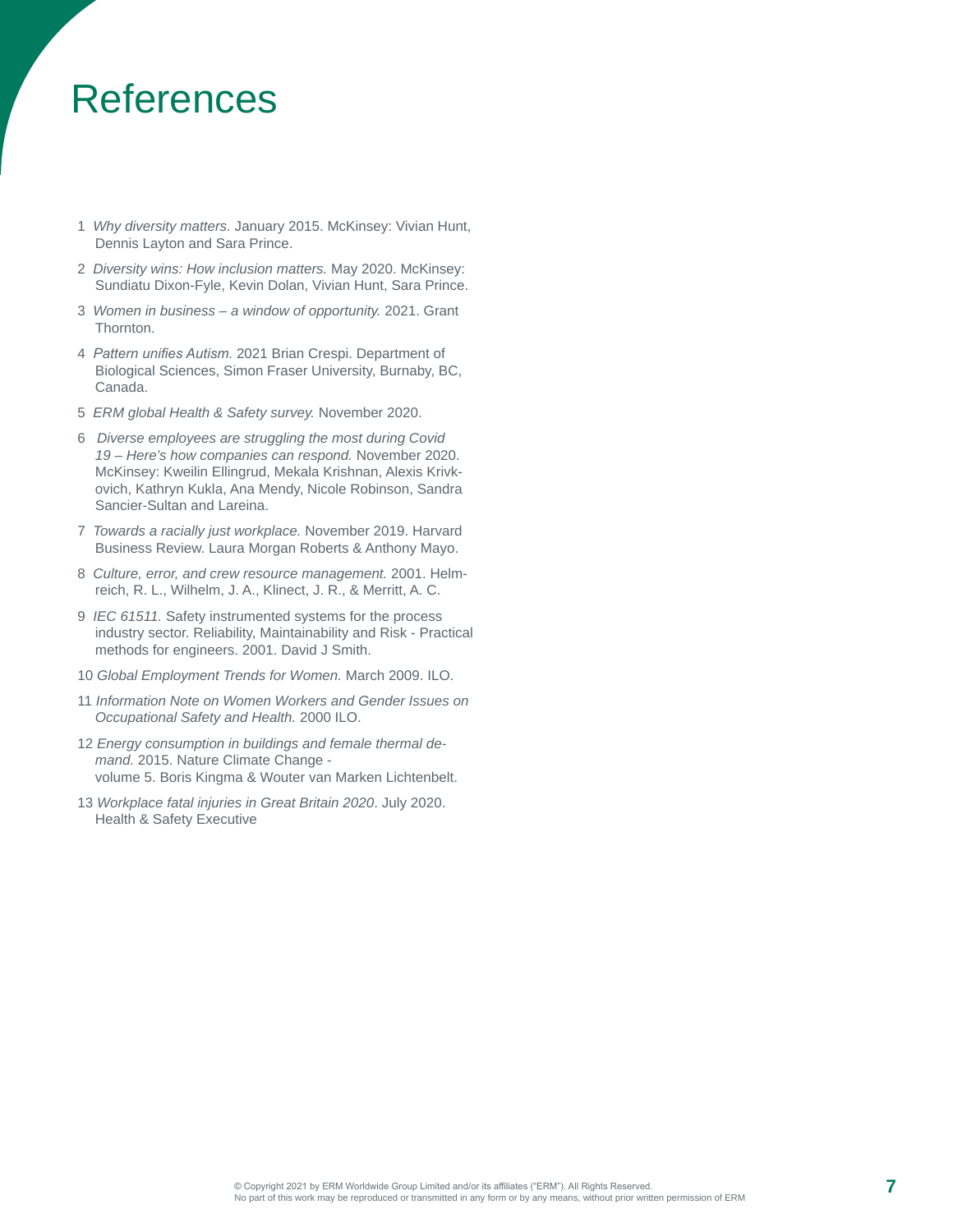# References

1. *Why diversity matters.* January 2015. McKinsey: Vivian Hunt, Dennis Layton and Sara Prince.
2. *Diversity wins: How inclusion matters.* May 2020. McKinsey: Sundiatu Dixon-Fyle, Kevin Dolan, Vivian Hunt, Sara Prince.
3. *Women in business – a window of opportunity.* 2021. Grant Thornton.
4. *Pattern unifies Autism.* 2021 Brian Crespi. Department of Biological Sciences, Simon Fraser University, Burnaby, BC, Canada.
5. *ERM global Health & Safety survey.* November 2020.
6. *Diverse employees are struggling the most during Covid 19 – Here's how companies can respond.* November 2020. McKinsey: Kweilin Ellingrud, Mekala Krishnan, Alexis Krivkovich, Kathryn Kukla, Ana Mendy, Nicole Robinson, Sandra Sancier-Sultan and Lareina.
7. *Towards a racially just workplace.* November 2019. Harvard Business Review. Laura Morgan Roberts & Anthony Mayo.
8. *Culture, error, and crew resource management.* 2001. Helmreich, R. L., Wilhelm, J. A., Klinect, J. R., & Merritt, A. C.
9. *IEC 61511.* Safety instrumented systems for the process industry sector. Reliability, Maintainability and Risk - Practical methods for engineers. 2001. David J Smith.
10. *Global Employment Trends for Women.* March 2009. ILO.
11. *Information Note on Women Workers and Gender Issues on Occupational Safety and Health.* 2000 ILO.
12. *Energy consumption in buildings and female thermal demand.* 2015. Nature Climate Change - volume 5. Boris Kingma & Wouter van Marken Lichtenbelt.
13. *Workplace fatal injuries in Great Britain 2020*. July 2020. Health & Safety Executive

© Copyright 2021 by ERM Worldwide Group Limited and/or its affiliates ("ERM"). All Rights Reserved.
No part of this work may be reproduced or transmitted in any form or by any means, without prior written permission of ERM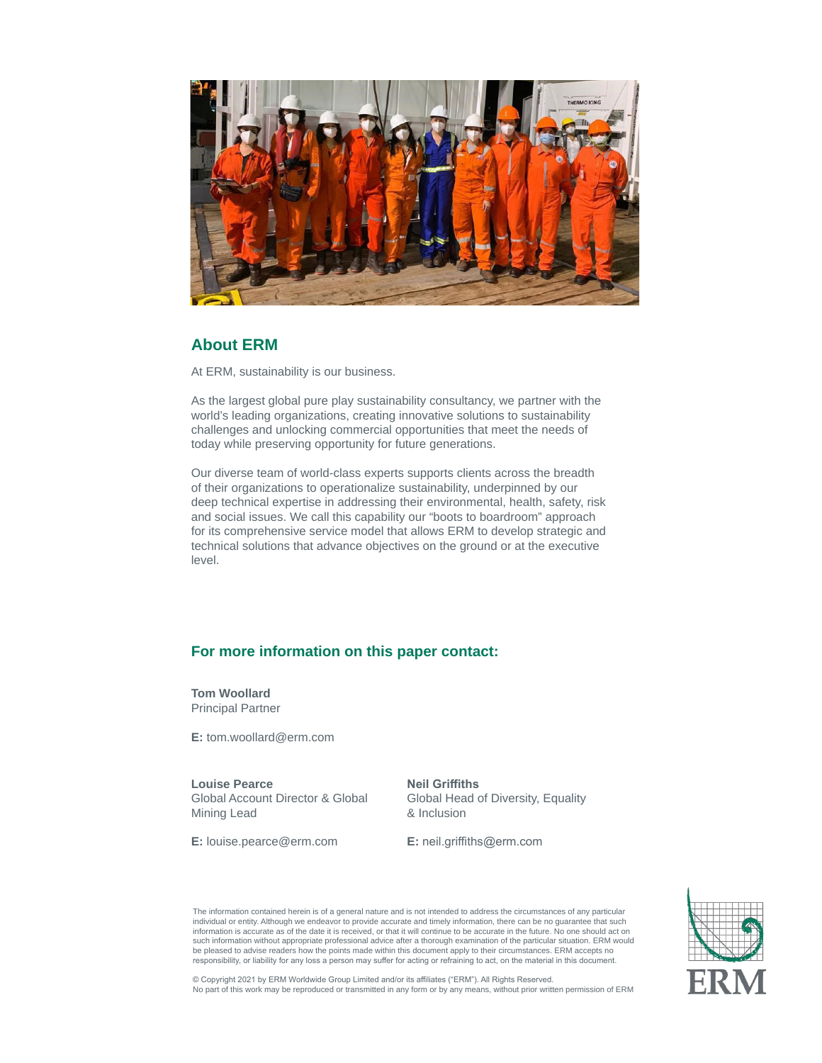## About ERM

At ERM, sustainability is our business.

As the largest global pure play sustainability consultancy, we partner with the world's leading organizations, creating innovative solutions to sustainability challenges and unlocking commercial opportunities that meet the needs of today while preserving opportunity for future generations.

Our diverse team of world-class experts supports clients across the breadth of their organizations to operationalize sustainability, underpinned by our deep technical expertise in addressing their environmental, health, safety, risk and social issues. We call this capability our "boots to boardroom" approach for its comprehensive service model that allows ERM to develop strategic and technical solutions that advance objectives on the ground or at the executive level.

## For more information on this paper contact:

**Tom Woollard**
Principal Partner

**E:** tom.woollard@erm.com

**Louise Pearce**
Global Account Director & Global Mining Lead

**E:** louise.pearce@erm.com

**Neil Griffiths**
Global Head of Diversity, Equality & Inclusion

**E:** neil.griffiths@erm.com

The information contained herein is of a general nature and is not intended to address the circumstances of any particular individual or entity. Although we endeavor to provide accurate and timely information, there can be no guarantee that such information is accurate as of the date it is received, or that it will continue to be accurate in the future. No one should act on such information without appropriate professional advice after a thorough examination of the particular situation. ERM would be pleased to advise readers how the points made within this document apply to their circumstances. ERM accepts no responsibility, or liability for any loss a person may suffer for acting or refraining to act, on the material in this document.

© Copyright 2021 by ERM Worldwide Group Limited and/or its affiliates ("ERM"). All Rights Reserved.
No part of this work may be reproduced or transmitted in any form or by any means, without prior written permission of ERM

ERM